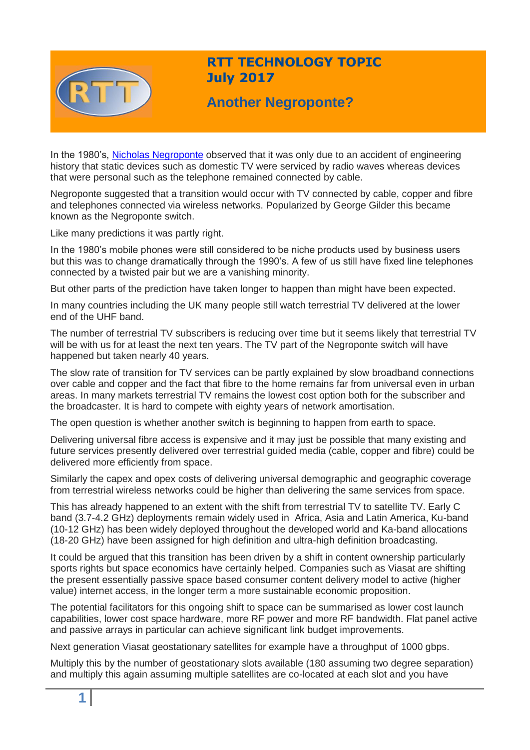# RTT TECHNOLOGY TOPIC
## July 2017

## Another Negroponte?

In the 1980's, Nicholas Negroponte observed that it was only due to an accident of engineering history that static devices such as domestic TV were serviced by radio waves whereas devices that were personal such as the telephone remained connected by cable.

Negroponte suggested that a transition would occur with TV connected by cable, copper and fibre and telephones connected via wireless networks. Popularized by George Gilder this became known as the Negroponte switch.

Like many predictions it was partly right.

In the 1980's mobile phones were still considered to be niche products used by business users but this was to change dramatically through the 1990's. A few of us still have fixed line telephones connected by a twisted pair but we are a vanishing minority.

But other parts of the prediction have taken longer to happen than might have been expected.

In many countries including the UK many people still watch terrestrial TV delivered at the lower end of the UHF band.

The number of terrestrial TV subscribers is reducing over time but it seems likely that terrestrial TV will be with us for at least the next ten years. The TV part of the Negroponte switch will have happened but taken nearly 40 years.

The slow rate of transition for TV services can be partly explained by slow broadband connections over cable and copper and the fact that fibre to the home remains far from universal even in urban areas. In many markets terrestrial TV remains the lowest cost option both for the subscriber and the broadcaster. It is hard to compete with eighty years of network amortisation.

The open question is whether another switch is beginning to happen from earth to space.

Delivering universal fibre access is expensive and it may just be possible that many existing and future services presently delivered over terrestrial guided media (cable, copper and fibre) could be delivered more efficiently from space.

Similarly the capex and opex costs of delivering universal demographic and geographic coverage from terrestrial wireless networks could be higher than delivering the same services from space.

This has already happened to an extent with the shift from terrestrial TV to satellite TV. Early C band (3.7-4.2 GHz) deployments remain widely used in Africa, Asia and Latin America, Ku-band (10-12 GHz) has been widely deployed throughout the developed world and Ka-band allocations (18-20 GHz) have been assigned for high definition and ultra-high definition broadcasting.

It could be argued that this transition has been driven by a shift in content ownership particularly sports rights but space economics have certainly helped. Companies such as Viasat are shifting the present essentially passive space based consumer content delivery model to active (higher value) internet access, in the longer term a more sustainable economic proposition.

The potential facilitators for this ongoing shift to space can be summarised as lower cost launch capabilities, lower cost space hardware, more RF power and more RF bandwidth. Flat panel active and passive arrays in particular can achieve significant link budget improvements.

Next generation Viasat geostationary satellites for example have a throughput of 1000 gbps.

Multiply this by the number of geostationary slots available (180 assuming two degree separation) and multiply this again assuming multiple satellites are co-located at each slot and you have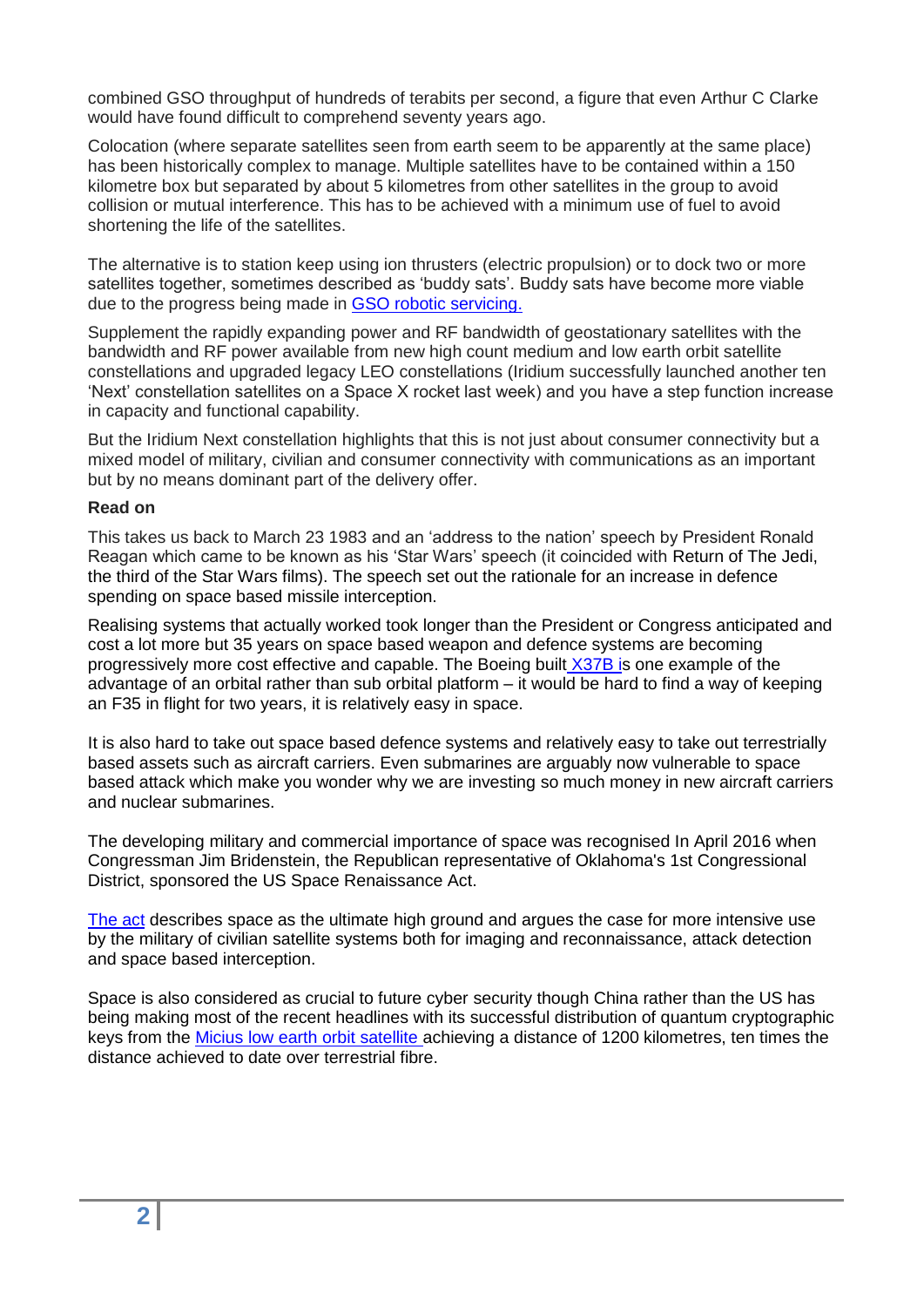combined GSO throughput of hundreds of terabits per second, a figure that even Arthur C Clarke would have found difficult to comprehend seventy years ago.

Colocation (where separate satellites seen from earth seem to be apparently at the same place) has been historically complex to manage. Multiple satellites have to be contained within a 150 kilometre box but separated by about 5 kilometres from other satellites in the group to avoid collision or mutual interference. This has to be achieved with a minimum use of fuel to avoid shortening the life of the satellites.

The alternative is to station keep using ion thrusters (electric propulsion) or to dock two or more satellites together, sometimes described as 'buddy sats'. Buddy sats have become more viable due to the progress being made in GSO robotic servicing.

Supplement the rapidly expanding power and RF bandwidth of geostationary satellites with the bandwidth and RF power available from new high count medium and low earth orbit satellite constellations and upgraded legacy LEO constellations (Iridium successfully launched another ten 'Next' constellation satellites on a Space X rocket last week) and you have a step function increase in capacity and functional capability.

But the Iridium Next constellation highlights that this is not just about consumer connectivity but a mixed model of military, civilian and consumer connectivity with communications as an important but by no means dominant part of the delivery offer.

**Read on**

This takes us back to March 23 1983 and an 'address to the nation' speech by President Ronald Reagan which came to be known as his 'Star Wars' speech (it coincided with Return of The Jedi, the third of the Star Wars films). The speech set out the rationale for an increase in defence spending on space based missile interception.

Realising systems that actually worked took longer than the President or Congress anticipated and cost a lot more but 35 years on space based weapon and defence systems are becoming progressively more cost effective and capable. The Boeing built X37B is one example of the advantage of an orbital rather than sub orbital platform – it would be hard to find a way of keeping an F35 in flight for two years, it is relatively easy in space.

It is also hard to take out space based defence systems and relatively easy to take out terrestrially based assets such as aircraft carriers. Even submarines are arguably now vulnerable to space based attack which make you wonder why we are investing so much money in new aircraft carriers and nuclear submarines.

The developing military and commercial importance of space was recognised In April 2016 when Congressman Jim Bridenstein, the Republican representative of Oklahoma's 1st Congressional District, sponsored the US Space Renaissance Act.

The act describes space as the ultimate high ground and argues the case for more intensive use by the military of civilian satellite systems both for imaging and reconnaissance, attack detection and space based interception.

Space is also considered as crucial to future cyber security though China rather than the US has being making most of the recent headlines with its successful distribution of quantum cryptographic keys from the Micius low earth orbit satellite achieving a distance of 1200 kilometres, ten times the distance achieved to date over terrestrial fibre.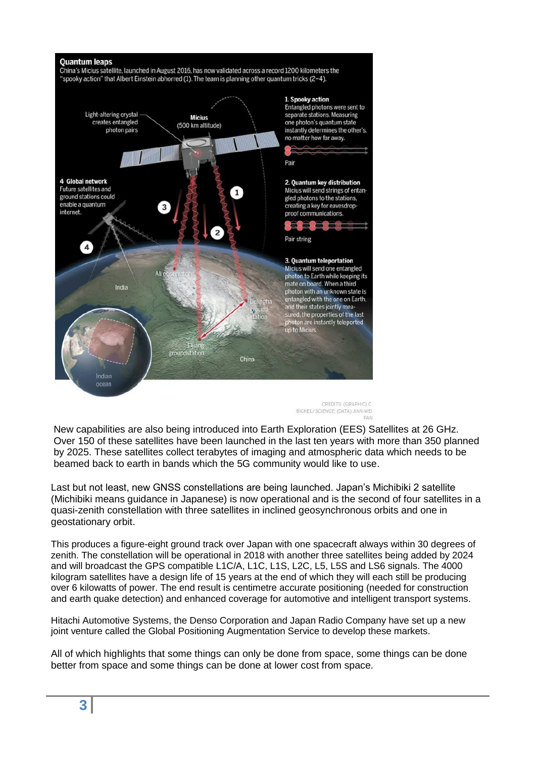**Quantum leaps**

China's Micius satellite, launched in August 2016, has now validated across a record 1200 kilometers the "spooky action" that Albert Einstein abhorred (1). The team is planning other quantum tricks (2–4).

Light-altering crystal creates entangled photon pairs

Micius (500 km altitude)

**1. Spooky action**
Entangled photons were sent to separate stations. Measuring one photon's quantum state instantly determines the other's, no matter how far away.

Pair

**2. Quantum key distribution**
Micius will send strings of entangled photons to the stations, creating a key for eavesdrop-proof communications.

Pair string

**3. Quantum teleportation**
Micius will send one entangled photon to Earth while keeping its mate on board. When a third photon with an unknown state is entangled with the one on Earth, and their states jointly measured, the properties of the last photon are instantly teleported up to Micius.

**4 Global network**
Future satellites and ground stations could enable a quantum internet.

Ali observatory

Delingha ground-station

Lijiang groundstation

India

China

Indian ocean

CREDITS: (GRAPHIC) C. BICKEL/*SCIENCE*; (DATA) JIAN-WEI PAN

New capabilities are also being introduced into Earth Exploration (EES) Satellites at 26 GHz. Over 150 of these satellites have been launched in the last ten years with more than 350 planned by 2025. These satellites collect terabytes of imaging and atmospheric data which needs to be beamed back to earth in bands which the 5G community would like to use.

Last but not least, new GNSS constellations are being launched. Japan's Michibiki 2 satellite (Michibiki means guidance in Japanese) is now operational and is the second of four satellites in a quasi-zenith constellation with three satellites in inclined geosynchronous orbits and one in geostationary orbit.

This produces a figure-eight ground track over Japan with one spacecraft always within 30 degrees of zenith. The constellation will be operational in 2018 with another three satellites being added by 2024 and will broadcast the GPS compatible L1C/A, L1C, L1S, L2C, L5, L5S and LS6 signals. The 4000 kilogram satellites have a design life of 15 years at the end of which they will each still be producing over 6 kilowatts of power. The end result is centimetre accurate positioning (needed for construction and earth quake detection) and enhanced coverage for automotive and intelligent transport systems.

Hitachi Automotive Systems, the Denso Corporation and Japan Radio Company have set up a new joint venture called the Global Positioning Augmentation Service to develop these markets.

All of which highlights that some things can only be done from space, some things can be done better from space and some things can be done at lower cost from space.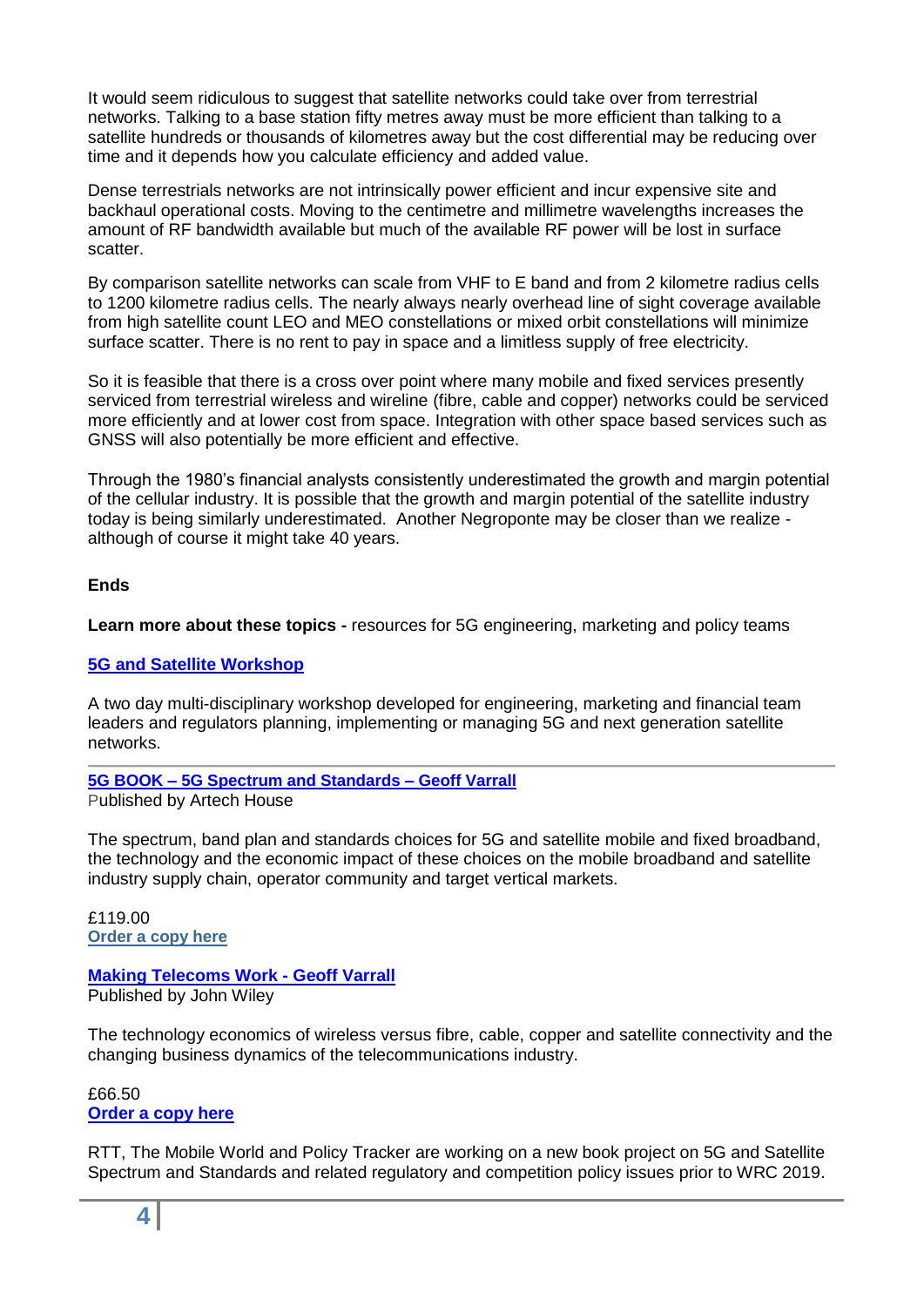It would seem ridiculous to suggest that satellite networks could take over from terrestrial networks. Talking to a base station fifty metres away must be more efficient than talking to a satellite hundreds or thousands of kilometres away but the cost differential may be reducing over time and it depends how you calculate efficiency and added value.

Dense terrestrials networks are not intrinsically power efficient and incur expensive site and backhaul operational costs. Moving to the centimetre and millimetre wavelengths increases the amount of RF bandwidth available but much of the available RF power will be lost in surface scatter.

By comparison satellite networks can scale from VHF to E band and from 2 kilometre radius cells to 1200 kilometre radius cells. The nearly always nearly overhead line of sight coverage available from high satellite count LEO and MEO constellations or mixed orbit constellations will minimize surface scatter. There is no rent to pay in space and a limitless supply of free electricity.

So it is feasible that there is a cross over point where many mobile and fixed services presently serviced from terrestrial wireless and wireline (fibre, cable and copper) networks could be serviced more efficiently and at lower cost from space. Integration with other space based services such as GNSS will also potentially be more efficient and effective.

Through the 1980's financial analysts consistently underestimated the growth and margin potential of the cellular industry. It is possible that the growth and margin potential of the satellite industry today is being similarly underestimated. Another Negroponte may be closer than we realize - although of course it might take 40 years.

**Ends**

**Learn more about these topics -** resources for 5G engineering, marketing and policy teams

**5G and Satellite Workshop**

A two day multi-disciplinary workshop developed for engineering, marketing and financial team leaders and regulators planning, implementing or managing 5G and next generation satellite networks.

---

**5G BOOK – 5G Spectrum and Standards – Geoff Varrall**
Published by Artech House

The spectrum, band plan and standards choices for 5G and satellite mobile and fixed broadband, the technology and the economic impact of these choices on the mobile broadband and satellite industry supply chain, operator community and target vertical markets.

£119.00
**Order a copy here**

**Making Telecoms Work - Geoff Varrall**
Published by John Wiley

The technology economics of wireless versus fibre, cable, copper and satellite connectivity and the changing business dynamics of the telecommunications industry.

£66.50
**Order a copy here**

RTT, The Mobile World and Policy Tracker are working on a new book project on 5G and Satellite Spectrum and Standards and related regulatory and competition policy issues prior to WRC 2019.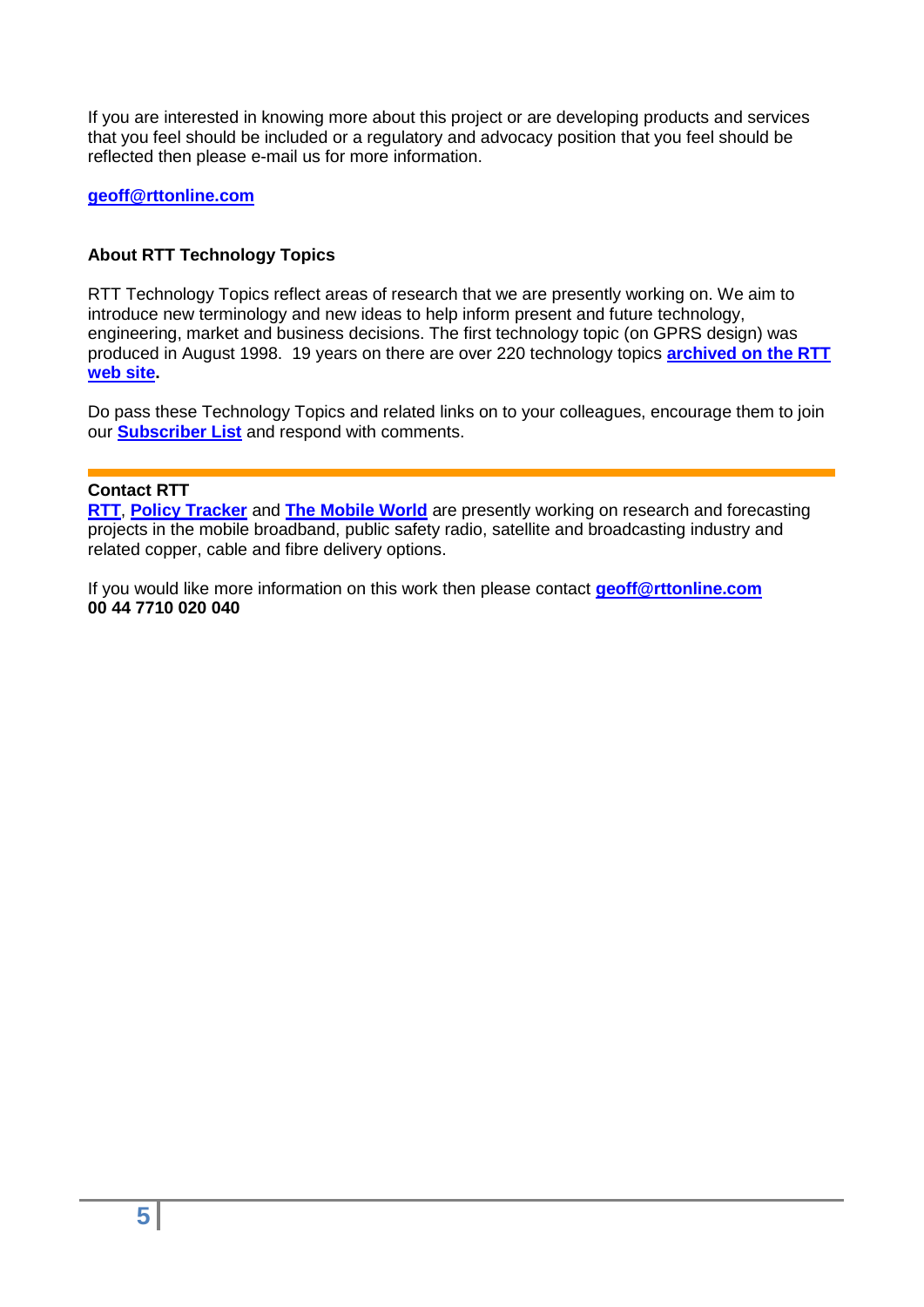If you are interested in knowing more about this project or are developing products and services that you feel should be included or a regulatory and advocacy position that you feel should be reflected then please e-mail us for more information.

**geoff@rttonline.com**

### About RTT Technology Topics

RTT Technology Topics reflect areas of research that we are presently working on. We aim to introduce new terminology and new ideas to help inform present and future technology, engineering, market and business decisions. The first technology topic (on GPRS design) was produced in August 1998. 19 years on there are over 220 technology topics **archived on the RTT web site.**

Do pass these Technology Topics and related links on to your colleagues, encourage them to join our **Subscriber List** and respond with comments.

---

**Contact RTT**

**RTT**, **Policy Tracker** and **The Mobile World** are presently working on research and forecasting projects in the mobile broadband, public safety radio, satellite and broadcasting industry and related copper, cable and fibre delivery options.

If you would like more information on this work then please contact **geoff@rttonline.com**
**00 44 7710 020 040**